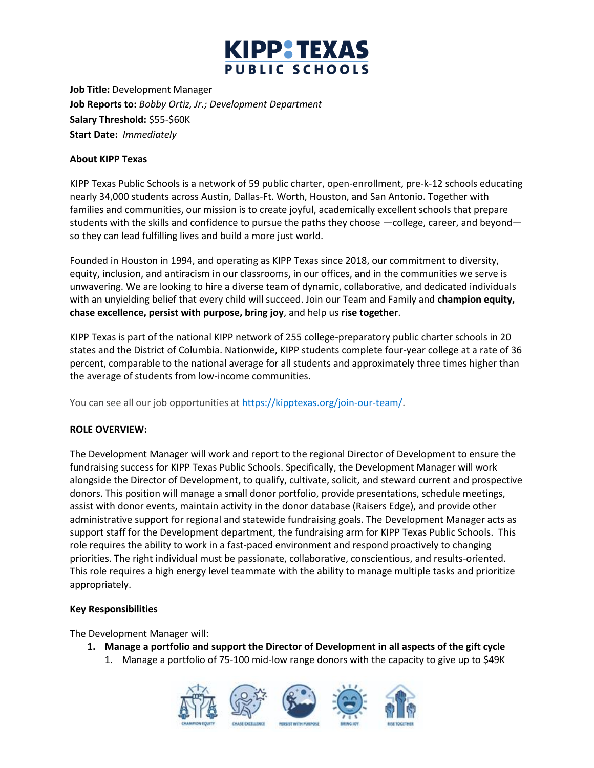# KIPP TEXAS PUBLIC SCHOOLS

**Job Title:** Development Manager
**Job Reports to:** *Bobby Ortiz, Jr.; Development Department*
**Salary Threshold:** $55-$60K
**Start Date:** *Immediately*

**About KIPP Texas**

KIPP Texas Public Schools is a network of 59 public charter, open-enrollment, pre-k-12 schools educating nearly 34,000 students across Austin, Dallas-Ft. Worth, Houston, and San Antonio. Together with families and communities, our mission is to create joyful, academically excellent schools that prepare students with the skills and confidence to pursue the paths they choose —college, career, and beyond—so they can lead fulfilling lives and build a more just world.

Founded in Houston in 1994, and operating as KIPP Texas since 2018, our commitment to diversity, equity, inclusion, and antiracism in our classrooms, in our offices, and in the communities we serve is unwavering. We are looking to hire a diverse team of dynamic, collaborative, and dedicated individuals with an unyielding belief that every child will succeed. Join our Team and Family and **champion equity, chase excellence, persist with purpose, bring joy**, and help us **rise together**.

KIPP Texas is part of the national KIPP network of 255 college-preparatory public charter schools in 20 states and the District of Columbia. Nationwide, KIPP students complete four-year college at a rate of 36 percent, comparable to the national average for all students and approximately three times higher than the average of students from low-income communities.

You can see all our job opportunities at [https://kipptexas.org/join-our-team/](https://kipptexas.org/join-our-team/).

**ROLE OVERVIEW:**

The Development Manager will work and report to the regional Director of Development to ensure the fundraising success for KIPP Texas Public Schools. Specifically, the Development Manager will work alongside the Director of Development, to qualify, cultivate, solicit, and steward current and prospective donors. This position will manage a small donor portfolio, provide presentations, schedule meetings, assist with donor events, maintain activity in the donor database (Raisers Edge), and provide other administrative support for regional and statewide fundraising goals. The Development Manager acts as support staff for the Development department, the fundraising arm for KIPP Texas Public Schools. This role requires the ability to work in a fast-paced environment and respond proactively to changing priorities. The right individual must be passionate, collaborative, conscientious, and results-oriented. This role requires a high energy level teammate with the ability to manage multiple tasks and prioritize appropriately.

**Key Responsibilities**

The Development Manager will:

1. **Manage a portfolio and support the Director of Development in all aspects of the gift cycle**
    1. Manage a portfolio of 75-100 mid-low range donors with the capacity to give up to $49K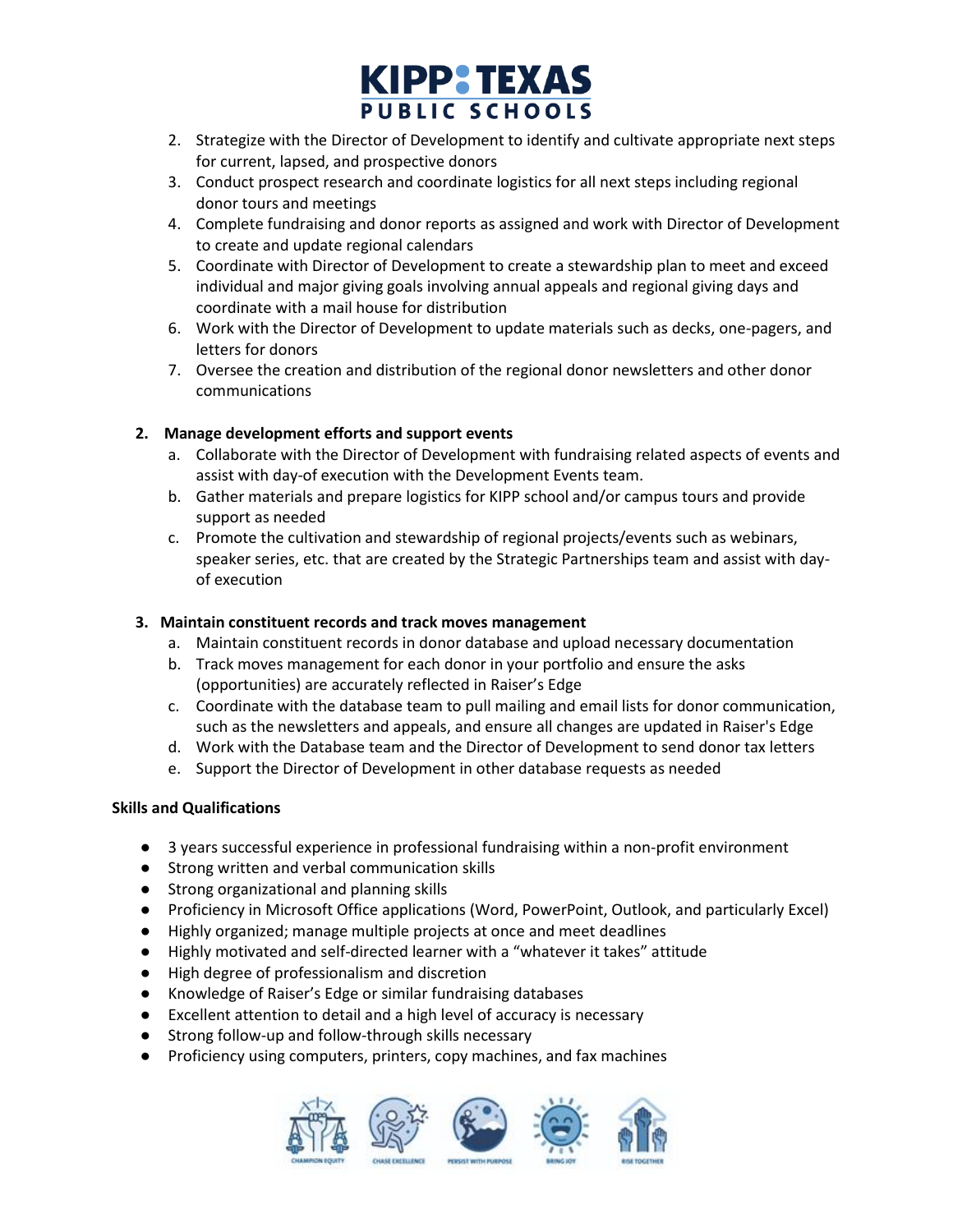2. Strategize with the Director of Development to identify and cultivate appropriate next steps for current, lapsed, and prospective donors
3. Conduct prospect research and coordinate logistics for all next steps including regional donor tours and meetings
4. Complete fundraising and donor reports as assigned and work with Director of Development to create and update regional calendars
5. Coordinate with Director of Development to create a stewardship plan to meet and exceed individual and major giving goals involving annual appeals and regional giving days and coordinate with a mail house for distribution
6. Work with the Director of Development to update materials such as decks, one-pagers, and letters for donors
7. Oversee the creation and distribution of the regional donor newsletters and other donor communications

**2. Manage development efforts and support events**

a. Collaborate with the Director of Development with fundraising related aspects of events and assist with day-of execution with the Development Events team.

b. Gather materials and prepare logistics for KIPP school and/or campus tours and provide support as needed

c. Promote the cultivation and stewardship of regional projects/events such as webinars, speaker series, etc. that are created by the Strategic Partnerships team and assist with day-of execution

**3. Maintain constituent records and track moves management**

a. Maintain constituent records in donor database and upload necessary documentation

b. Track moves management for each donor in your portfolio and ensure the asks (opportunities) are accurately reflected in Raiser's Edge

c. Coordinate with the database team to pull mailing and email lists for donor communication, such as the newsletters and appeals, and ensure all changes are updated in Raiser's Edge

d. Work with the Database team and the Director of Development to send donor tax letters

e. Support the Director of Development in other database requests as needed

**Skills and Qualifications**

- 3 years successful experience in professional fundraising within a non-profit environment
- Strong written and verbal communication skills
- Strong organizational and planning skills
- Proficiency in Microsoft Office applications (Word, PowerPoint, Outlook, and particularly Excel)
- Highly organized; manage multiple projects at once and meet deadlines
- Highly motivated and self-directed learner with a "whatever it takes" attitude
- High degree of professionalism and discretion
- Knowledge of Raiser's Edge or similar fundraising databases
- Excellent attention to detail and a high level of accuracy is necessary
- Strong follow-up and follow-through skills necessary
- Proficiency using computers, printers, copy machines, and fax machines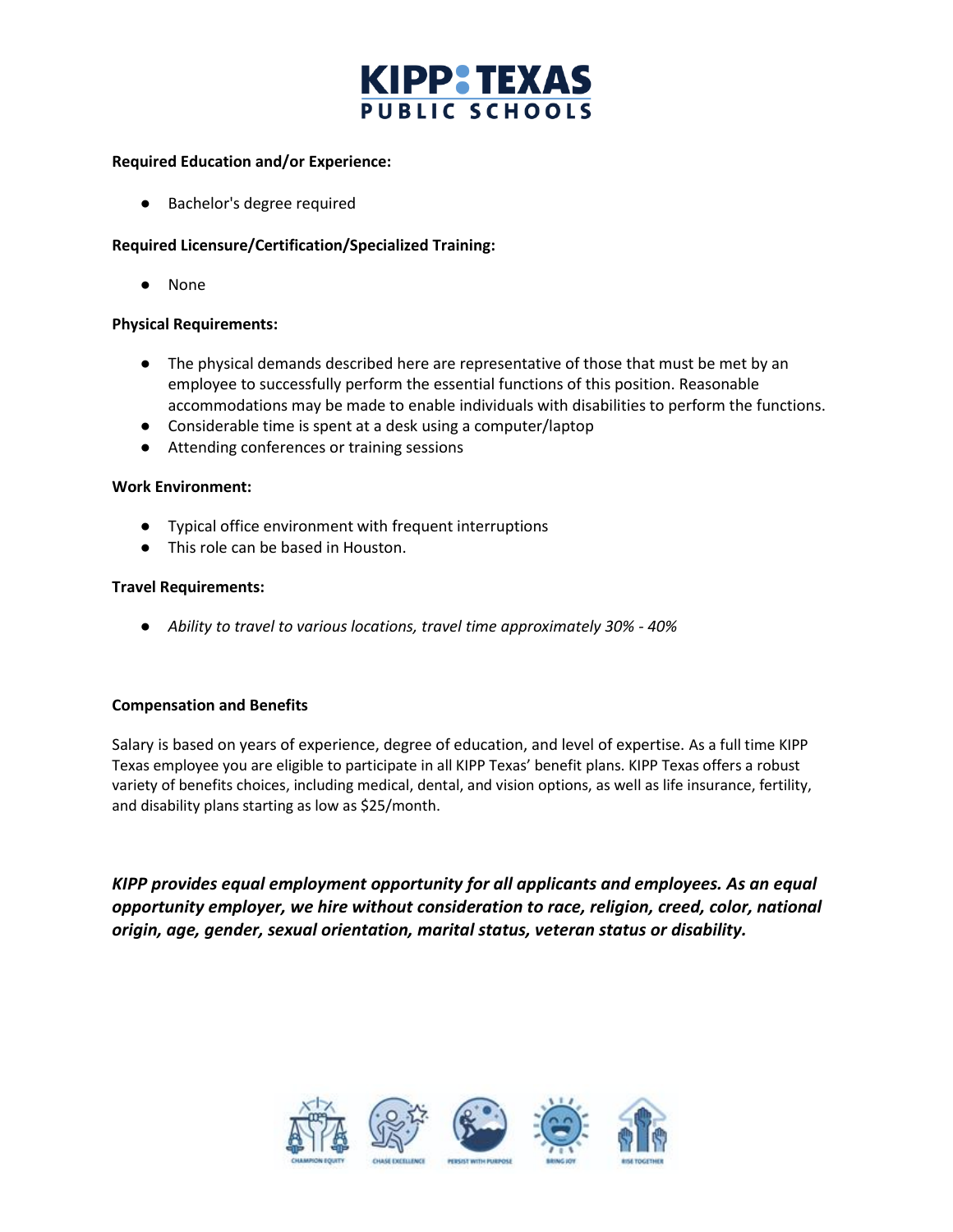**Required Education and/or Experience:**

- Bachelor's degree required

**Required Licensure/Certification/Specialized Training:**

- None

**Physical Requirements:**

- The physical demands described here are representative of those that must be met by an employee to successfully perform the essential functions of this position. Reasonable accommodations may be made to enable individuals with disabilities to perform the functions.
- Considerable time is spent at a desk using a computer/laptop
- Attending conferences or training sessions

**Work Environment:**

- Typical office environment with frequent interruptions
- This role can be based in Houston.

**Travel Requirements:**

- *Ability to travel to various locations, travel time approximately 30% - 40%*

**Compensation and Benefits**

Salary is based on years of experience, degree of education, and level of expertise. As a full time KIPP Texas employee you are eligible to participate in all KIPP Texas' benefit plans. KIPP Texas offers a robust variety of benefits choices, including medical, dental, and vision options, as well as life insurance, fertility, and disability plans starting as low as $25/month.

***KIPP provides equal employment opportunity for all applicants and employees. As an equal opportunity employer, we hire without consideration to race, religion, creed, color, national origin, age, gender, sexual orientation, marital status, veteran status or disability.***